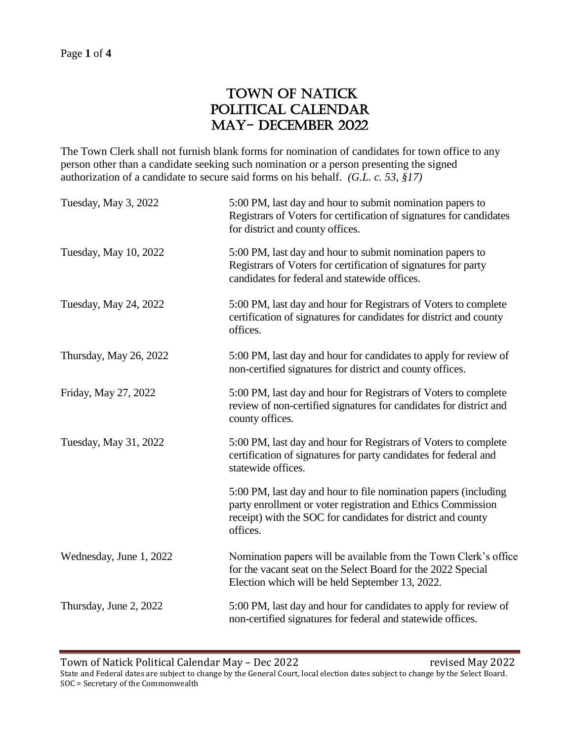# Town of Natick
# Political Calendar
# May- December 2022

The Town Clerk shall not furnish blank forms for nomination of candidates for town office to any person other than a candidate seeking such nomination or a person presenting the signed authorization of a candidate to secure said forms on his behalf. *(G.L. c. 53, §17)*

| | |
|---|---|
| Tuesday, May 3, 2022 | 5:00 PM, last day and hour to submit nomination papers to Registrars of Voters for certification of signatures for candidates for district and county offices. |
| Tuesday, May 10, 2022 | 5:00 PM, last day and hour to submit nomination papers to Registrars of Voters for certification of signatures for party candidates for federal and statewide offices. |
| Tuesday, May 24, 2022 | 5:00 PM, last day and hour for Registrars of Voters to complete certification of signatures for candidates for district and county offices. |
| Thursday, May 26, 2022 | 5:00 PM, last day and hour for candidates to apply for review of non-certified signatures for district and county offices. |
| Friday, May 27, 2022 | 5:00 PM, last day and hour for Registrars of Voters to complete review of non-certified signatures for candidates for district and county offices. |
| Tuesday, May 31, 2022 | 5:00 PM, last day and hour for Registrars of Voters to complete certification of signatures for party candidates for federal and statewide offices. |
| | 5:00 PM, last day and hour to file nomination papers (including party enrollment or voter registration and Ethics Commission receipt) with the SOC for candidates for district and county offices. |
| Wednesday, June 1, 2022 | Nomination papers will be available from the Town Clerk's office for the vacant seat on the Select Board for the 2022 Special Election which will be held September 13, 2022. |
| Thursday, June 2, 2022 | 5:00 PM, last day and hour for candidates to apply for review of non-certified signatures for federal and statewide offices. |

State and Federal dates are subject to change by the General Court, local election dates subject to change by the Select Board.
SOC = Secretary of the Commonwealth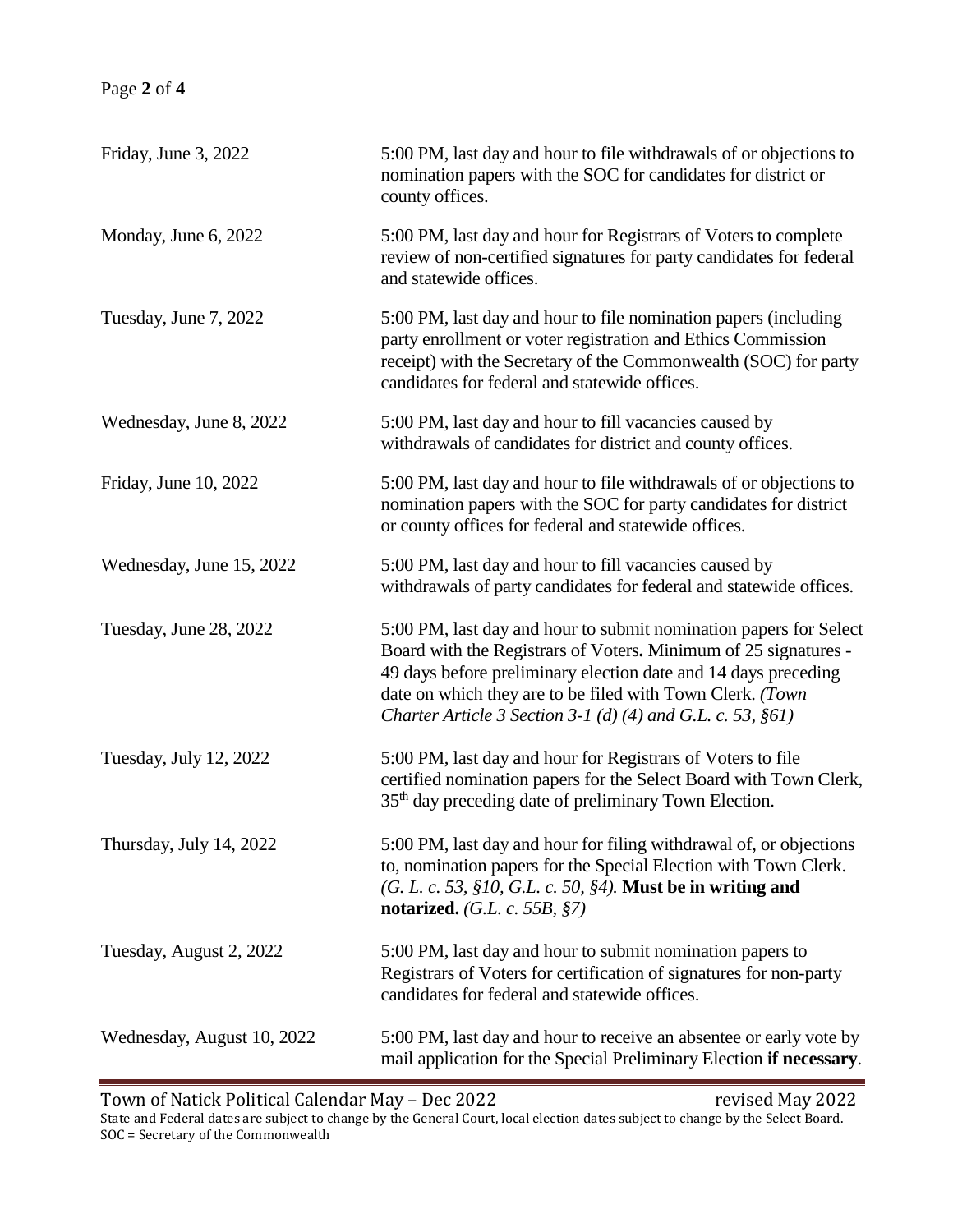| | |
|---|---|
| Friday, June 3, 2022 | 5:00 PM, last day and hour to file withdrawals of or objections to nomination papers with the SOC for candidates for district or county offices. |
| Monday, June 6, 2022 | 5:00 PM, last day and hour for Registrars of Voters to complete review of non-certified signatures for party candidates for federal and statewide offices. |
| Tuesday, June 7, 2022 | 5:00 PM, last day and hour to file nomination papers (including party enrollment or voter registration and Ethics Commission receipt) with the Secretary of the Commonwealth (SOC) for party candidates for federal and statewide offices. |
| Wednesday, June 8, 2022 | 5:00 PM, last day and hour to fill vacancies caused by withdrawals of candidates for district and county offices. |
| Friday, June 10, 2022 | 5:00 PM, last day and hour to file withdrawals of or objections to nomination papers with the SOC for party candidates for district or county offices for federal and statewide offices. |
| Wednesday, June 15, 2022 | 5:00 PM, last day and hour to fill vacancies caused by withdrawals of party candidates for federal and statewide offices. |
| Tuesday, June 28, 2022 | 5:00 PM, last day and hour to submit nomination papers for Select Board with the Registrars of Voters**.** Minimum of 25 signatures - 49 days before preliminary election date and 14 days preceding date on which they are to be filed with Town Clerk. *(Town Charter Article 3 Section 3-1 (d) (4) and G.L. c. 53, §61)* |
| Tuesday, July 12, 2022 | 5:00 PM, last day and hour for Registrars of Voters to file certified nomination papers for the Select Board with Town Clerk, 35th day preceding date of preliminary Town Election. |
| Thursday, July 14, 2022 | 5:00 PM, last day and hour for filing withdrawal of, or objections to, nomination papers for the Special Election with Town Clerk. *(G. L. c. 53, §10, G.L. c. 50, §4).* **Must be in writing and notarized.** *(G.L. c. 55B, §7)* |
| Tuesday, August 2, 2022 | 5:00 PM, last day and hour to submit nomination papers to Registrars of Voters for certification of signatures for non-party candidates for federal and statewide offices. |
| Wednesday, August 10, 2022 | 5:00 PM, last day and hour to receive an absentee or early vote by mail application for the Special Preliminary Election **if necessary**. |

Town of Natick Political Calendar May – Dec 2022 revised May 2022

State and Federal dates are subject to change by the General Court, local election dates subject to change by the Select Board.
SOC = Secretary of the Commonwealth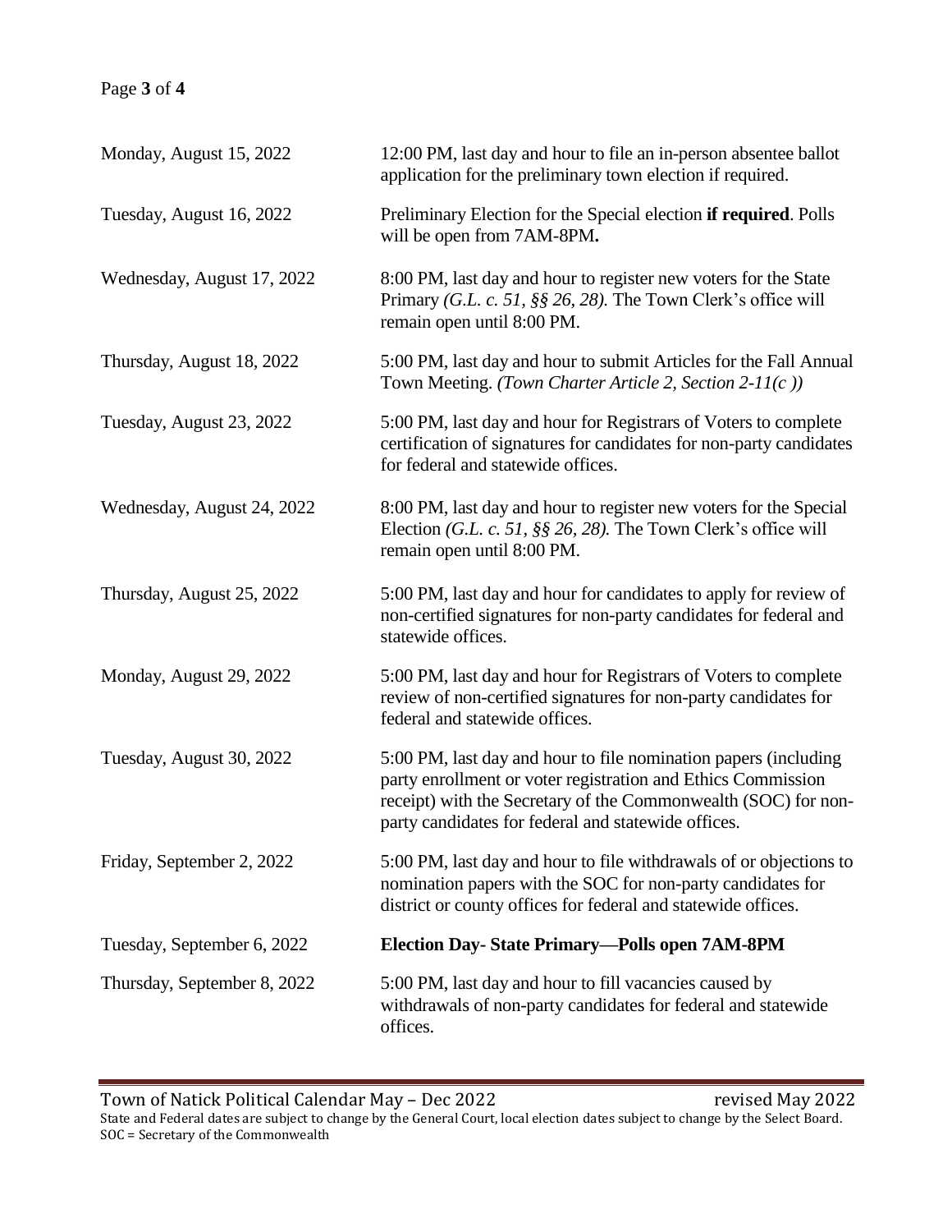| | |
|---|---|
| Monday, August 15, 2022 | 12:00 PM, last day and hour to file an in-person absentee ballot application for the preliminary town election if required. |
| Tuesday, August 16, 2022 | Preliminary Election for the Special election **if required**. Polls will be open from 7AM-8PM**.** |
| Wednesday, August 17, 2022 | 8:00 PM, last day and hour to register new voters for the State Primary *(G.L. c. 51, §§ 26, 28).* The Town Clerk's office will remain open until 8:00 PM. |
| Thursday, August 18, 2022 | 5:00 PM, last day and hour to submit Articles for the Fall Annual Town Meeting. *(Town Charter Article 2, Section 2-11(c ))* |
| Tuesday, August 23, 2022 | 5:00 PM, last day and hour for Registrars of Voters to complete certification of signatures for candidates for non-party candidates for federal and statewide offices. |
| Wednesday, August 24, 2022 | 8:00 PM, last day and hour to register new voters for the Special Election *(G.L. c. 51, §§ 26, 28).* The Town Clerk's office will remain open until 8:00 PM. |
| Thursday, August 25, 2022 | 5:00 PM, last day and hour for candidates to apply for review of non-certified signatures for non-party candidates for federal and statewide offices. |
| Monday, August 29, 2022 | 5:00 PM, last day and hour for Registrars of Voters to complete review of non-certified signatures for non-party candidates for federal and statewide offices. |
| Tuesday, August 30, 2022 | 5:00 PM, last day and hour to file nomination papers (including party enrollment or voter registration and Ethics Commission receipt) with the Secretary of the Commonwealth (SOC) for non-party candidates for federal and statewide offices. |
| Friday, September 2, 2022 | 5:00 PM, last day and hour to file withdrawals of or objections to nomination papers with the SOC for non-party candidates for district or county offices for federal and statewide offices. |
| Tuesday, September 6, 2022 | **Election Day- State Primary—Polls open 7AM-8PM** |
| Thursday, September 8, 2022 | 5:00 PM, last day and hour to fill vacancies caused by withdrawals of non-party candidates for federal and statewide offices. |

Town of Natick Political Calendar May – Dec 2022 revised May 2022

State and Federal dates are subject to change by the General Court, local election dates subject to change by the Select Board.
SOC = Secretary of the Commonwealth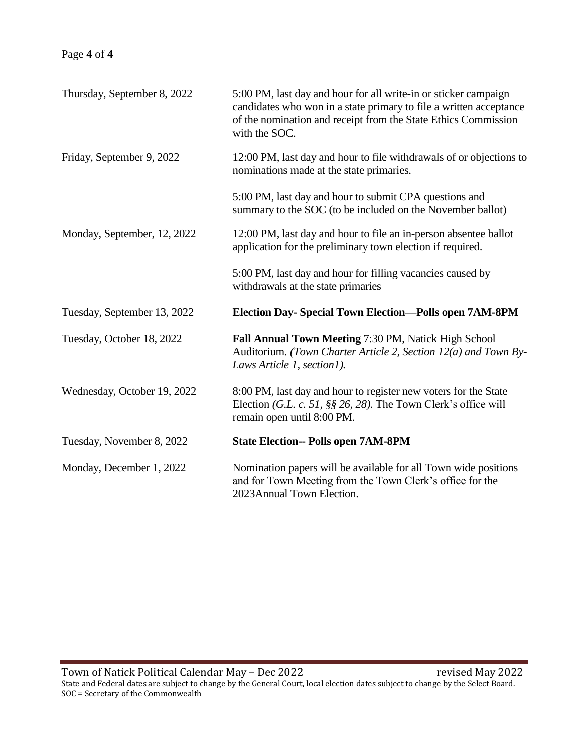| | |
|---|---|
| Thursday, September 8, 2022 | 5:00 PM, last day and hour for all write-in or sticker campaign candidates who won in a state primary to file a written acceptance of the nomination and receipt from the State Ethics Commission with the SOC. |
| Friday, September 9, 2022 | 12:00 PM, last day and hour to file withdrawals of or objections to nominations made at the state primaries. |
| | 5:00 PM, last day and hour to submit CPA questions and summary to the SOC (to be included on the November ballot) |
| Monday, September, 12, 2022 | 12:00 PM, last day and hour to file an in-person absentee ballot application for the preliminary town election if required. |
| | 5:00 PM, last day and hour for filling vacancies caused by withdrawals at the state primaries |
| Tuesday, September 13, 2022 | **Election Day- Special Town Election—Polls open 7AM-8PM** |
| Tuesday, October 18, 2022 | **Fall Annual Town Meeting** 7:30 PM, Natick High School Auditorium. *(Town Charter Article 2, Section 12(a) and Town By-Laws Article 1, section1).* |
| Wednesday, October 19, 2022 | 8:00 PM, last day and hour to register new voters for the State Election *(G.L. c. 51, §§ 26, 28).* The Town Clerk's office will remain open until 8:00 PM. |
| Tuesday, November 8, 2022 | **State Election-- Polls open 7AM-8PM** |
| Monday, December 1, 2022 | Nomination papers will be available for all Town wide positions and for Town Meeting from the Town Clerk's office for the 2023Annual Town Election. |

Town of Natick Political Calendar May – Dec 2022 revised May 2022

State and Federal dates are subject to change by the General Court, local election dates subject to change by the Select Board.

SOC = Secretary of the Commonwealth